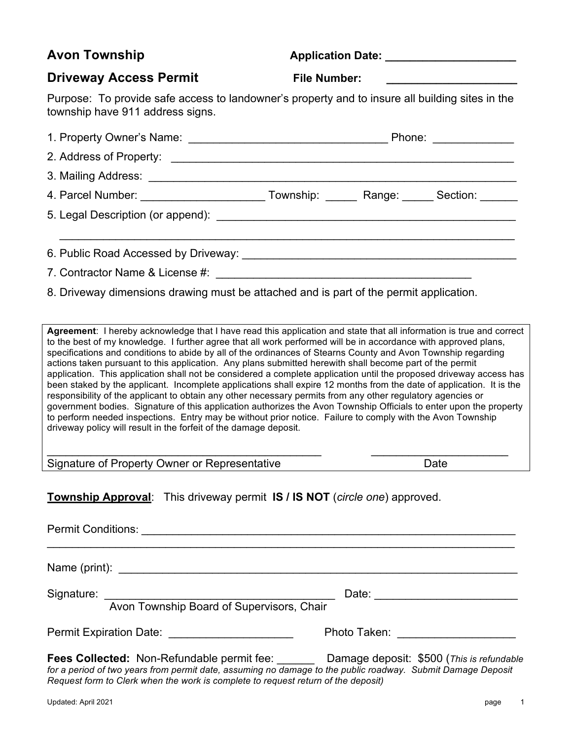**Avon Township** **Application Date:** ____________________

**Driveway Access Permit** **File Number:** ____________________

Purpose: To provide safe access to landowner's property and to insure all building sites in the township have 911 address signs.

1. Property Owner's Name: ________________________________ Phone: _____________
2. Address of Property: ________________________________________________________
3. Mailing Address: ____________________________________________________________
4. Parcel Number: ____________________ Township: _____ Range: _____ Section: ______
5. Legal Description (or append): __________________________________________________

   ___________________________________________________________________________
6. Public Road Accessed by Driveway: ______________________________________________
7. Contractor Name & License #: __________________________________________
8. Driveway dimensions drawing must be attached and is part of the permit application.

**Agreement**: I hereby acknowledge that I have read this application and state that all information is true and correct to the best of my knowledge. I further agree that all work performed will be in accordance with approved plans, specifications and conditions to abide by all of the ordinances of Stearns County and Avon Township regarding actions taken pursuant to this application. Any plans submitted herewith shall become part of the permit application. This application shall not be considered a complete application until the proposed driveway access has been staked by the applicant. Incomplete applications shall expire 12 months from the date of application. It is the responsibility of the applicant to obtain any other necessary permits from any other regulatory agencies or government bodies. Signature of this application authorizes the Avon Township Officials to enter upon the property to perform needed inspections. Entry may be without prior notice. Failure to comply with the Avon Township driveway policy will result in the forfeit of the damage deposit.

_____________________________________________ _______________________

Signature of Property Owner or Representative Date

**Township Approval**: This driveway permit **IS / IS NOT** (*circle one*) approved.

Permit Conditions: _____________________________________________________________

___________________________________________________________________________

Name (print): _________________________________________________________________

Signature: ______________________________________ Date: _______________________

Avon Township Board of Supervisors, Chair

Permit Expiration Date: ____________________ Photo Taken: ___________________

**Fees Collected:** Non-Refundable permit fee: ______ Damage deposit: $500 (*This is refundable for a period of two years from permit date, assuming no damage to the public roadway. Submit Damage Deposit Request form to Clerk when the work is complete to request return of the deposit)*

Updated: April 2021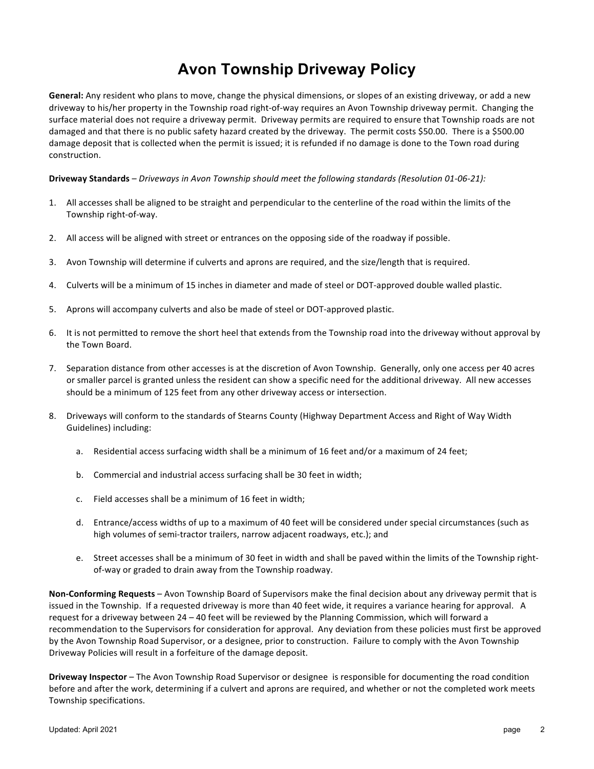# Avon Township Driveway Policy

**General:** Any resident who plans to move, change the physical dimensions, or slopes of an existing driveway, or add a new driveway to his/her property in the Township road right-of-way requires an Avon Township driveway permit. Changing the surface material does not require a driveway permit. Driveway permits are required to ensure that Township roads are not damaged and that there is no public safety hazard created by the driveway. The permit costs $50.00. There is a $500.00 damage deposit that is collected when the permit is issued; it is refunded if no damage is done to the Town road during construction.

**Driveway Standards** – *Driveways in Avon Township should meet the following standards (Resolution 01-06-21):*

1. All accesses shall be aligned to be straight and perpendicular to the centerline of the road within the limits of the Township right-of-way.

2. All access will be aligned with street or entrances on the opposing side of the roadway if possible.

3. Avon Township will determine if culverts and aprons are required, and the size/length that is required.

4. Culverts will be a minimum of 15 inches in diameter and made of steel or DOT-approved double walled plastic.

5. Aprons will accompany culverts and also be made of steel or DOT-approved plastic.

6. It is not permitted to remove the short heel that extends from the Township road into the driveway without approval by the Town Board.

7. Separation distance from other accesses is at the discretion of Avon Township. Generally, only one access per 40 acres or smaller parcel is granted unless the resident can show a specific need for the additional driveway. All new accesses should be a minimum of 125 feet from any other driveway access or intersection.

8. Driveways will conform to the standards of Stearns County (Highway Department Access and Right of Way Width Guidelines) including:

   a. Residential access surfacing width shall be a minimum of 16 feet and/or a maximum of 24 feet;

   b. Commercial and industrial access surfacing shall be 30 feet in width;

   c. Field accesses shall be a minimum of 16 feet in width;

   d. Entrance/access widths of up to a maximum of 40 feet will be considered under special circumstances (such as high volumes of semi-tractor trailers, narrow adjacent roadways, etc.); and

   e. Street accesses shall be a minimum of 30 feet in width and shall be paved within the limits of the Township right-of-way or graded to drain away from the Township roadway.

**Non-Conforming Requests** – Avon Township Board of Supervisors make the final decision about any driveway permit that is issued in the Township. If a requested driveway is more than 40 feet wide, it requires a variance hearing for approval. A request for a driveway between 24 – 40 feet will be reviewed by the Planning Commission, which will forward a recommendation to the Supervisors for consideration for approval. Any deviation from these policies must first be approved by the Avon Township Road Supervisor, or a designee, prior to construction. Failure to comply with the Avon Township Driveway Policies will result in a forfeiture of the damage deposit.

**Driveway Inspector** – The Avon Township Road Supervisor or designee is responsible for documenting the road condition before and after the work, determining if a culvert and aprons are required, and whether or not the completed work meets Township specifications.

Updated: April 2021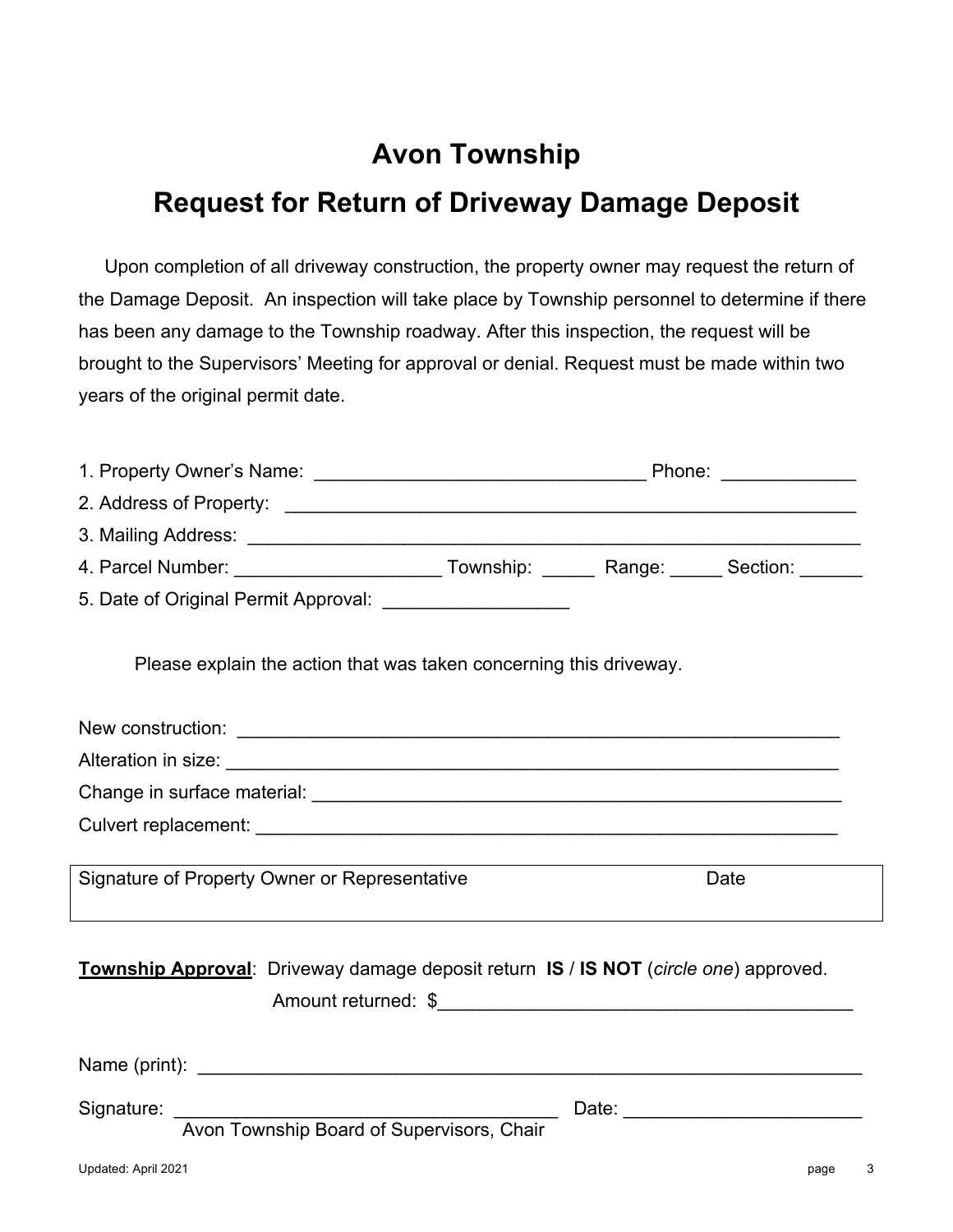# Avon Township

## Request for Return of Driveway Damage Deposit

Upon completion of all driveway construction, the property owner may request the return of the Damage Deposit. An inspection will take place by Township personnel to determine if there has been any damage to the Township roadway. After this inspection, the request will be brought to the Supervisors' Meeting for approval or denial. Request must be made within two years of the original permit date.

1. Property Owner's Name: ________________________________ Phone: ____________
2. Address of Property: __________________________________________________________
3. Mailing Address: ______________________________________________________________
4. Parcel Number: ____________________ Township: _____ Range: _____ Section: ______
5. Date of Original Permit Approval: _________________

Please explain the action that was taken concerning this driveway.

New construction: ___________________________________________________________

Alteration in size: ___________________________________________________________

Change in surface material: ___________________________________________________

Culvert replacement: _________________________________________________________

| Signature of Property Owner or Representative | Date |
|---|---|
| | |

**Township Approval**: Driveway damage deposit return **IS** / **IS NOT** (*circle one*) approved.

Amount returned: $_________________________________________

Name (print): ______________________________________________________________________

Signature: _____________________________________ Date: _______________________

Avon Township Board of Supervisors, Chair

Updated: April 2021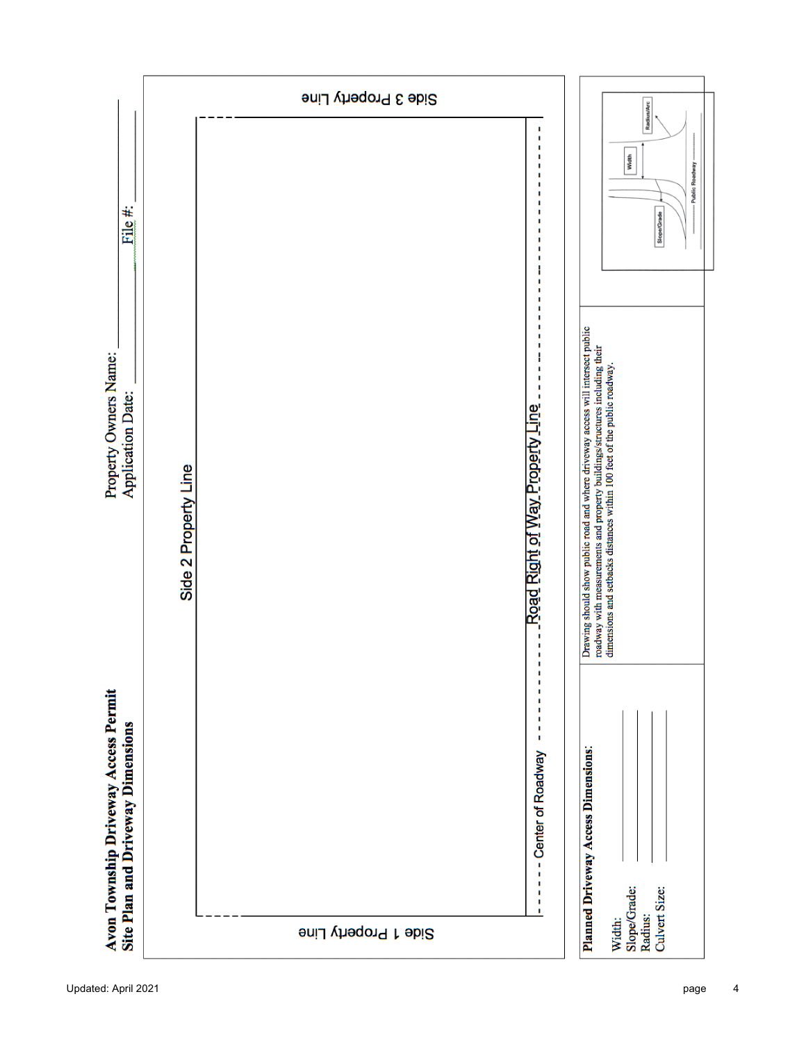**Avon Township Driveway Access Permit**
**Site Plan and Driveway Dimensions**

Property Owners Name: ____________________ File #: ____________

Application Date: ____________________

Side 2 Property Line

Side 1 Property Line

Side 3 Property Line

Road Right of Way Property Line

Center of Roadway

**Planned Driveway Access Dimensions:**

Width: ____________

Slope/Grade: ____________

Radius: ____________

Culvert Size: ____________

Drawing should show public road and where driveway access will intersect public roadway with measurements and property buildings/structures including their dimensions and setbacks distances within 100 feet of the public roadway.

Slope/Grade

Width

Radius/Arc

Public Roadway

Updated: April 2021